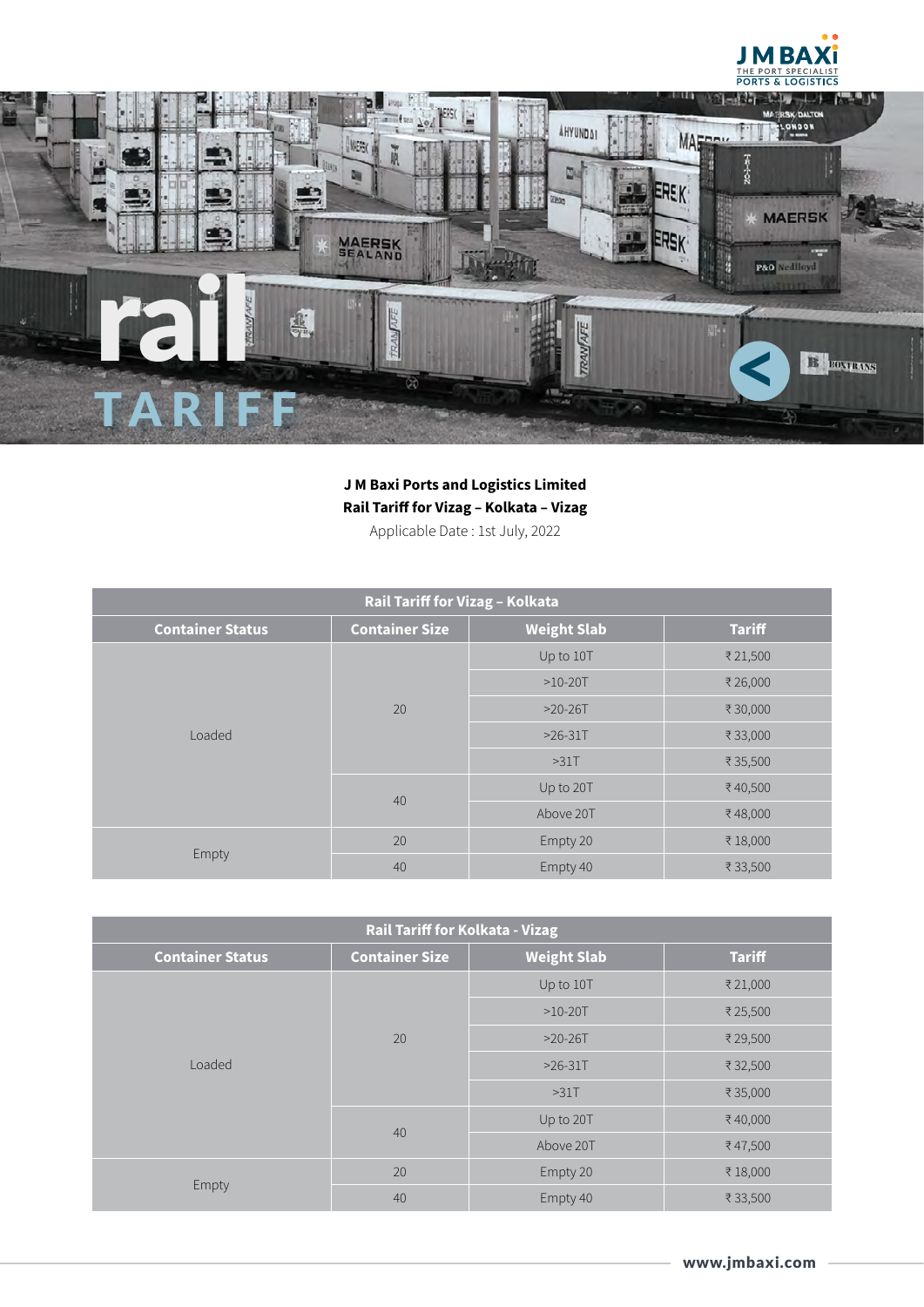# rail TARIFF

**J M Baxi Ports and Logistics Limited**
**Rail Tariff for Vizag – Kolkata – Vizag**
Applicable Date : 1st July, 2022

| Rail Tariff for Vizag – Kolkata | | | |
|---|---|---|---|
| **Container Status** | **Container Size** | **Weight Slab** | **Tariff** |
| Loaded | 20 | Up to 10T | ₹ 21,500 |
| | | >10-20T | ₹ 26,000 |
| | | >20-26T | ₹ 30,000 |
| | | >26-31T | ₹ 33,000 |
| | | >31T | ₹ 35,500 |
| | 40 | Up to 20T | ₹ 40,500 |
| | | Above 20T | ₹ 48,000 |
| Empty | 20 | Empty 20 | ₹ 18,000 |
| | 40 | Empty 40 | ₹ 33,500 |

| Rail Tariff for Kolkata - Vizag | | | |
|---|---|---|---|
| **Container Status** | **Container Size** | **Weight Slab** | **Tariff** |
| Loaded | 20 | Up to 10T | ₹ 21,000 |
| | | >10-20T | ₹ 25,500 |
| | | >20-26T | ₹ 29,500 |
| | | >26-31T | ₹ 32,500 |
| | | >31T | ₹ 35,000 |
| | 40 | Up to 20T | ₹ 40,000 |
| | | Above 20T | ₹ 47,500 |
| Empty | 20 | Empty 20 | ₹ 18,000 |
| | 40 | Empty 40 | ₹ 33,500 |

www.jmbaxi.com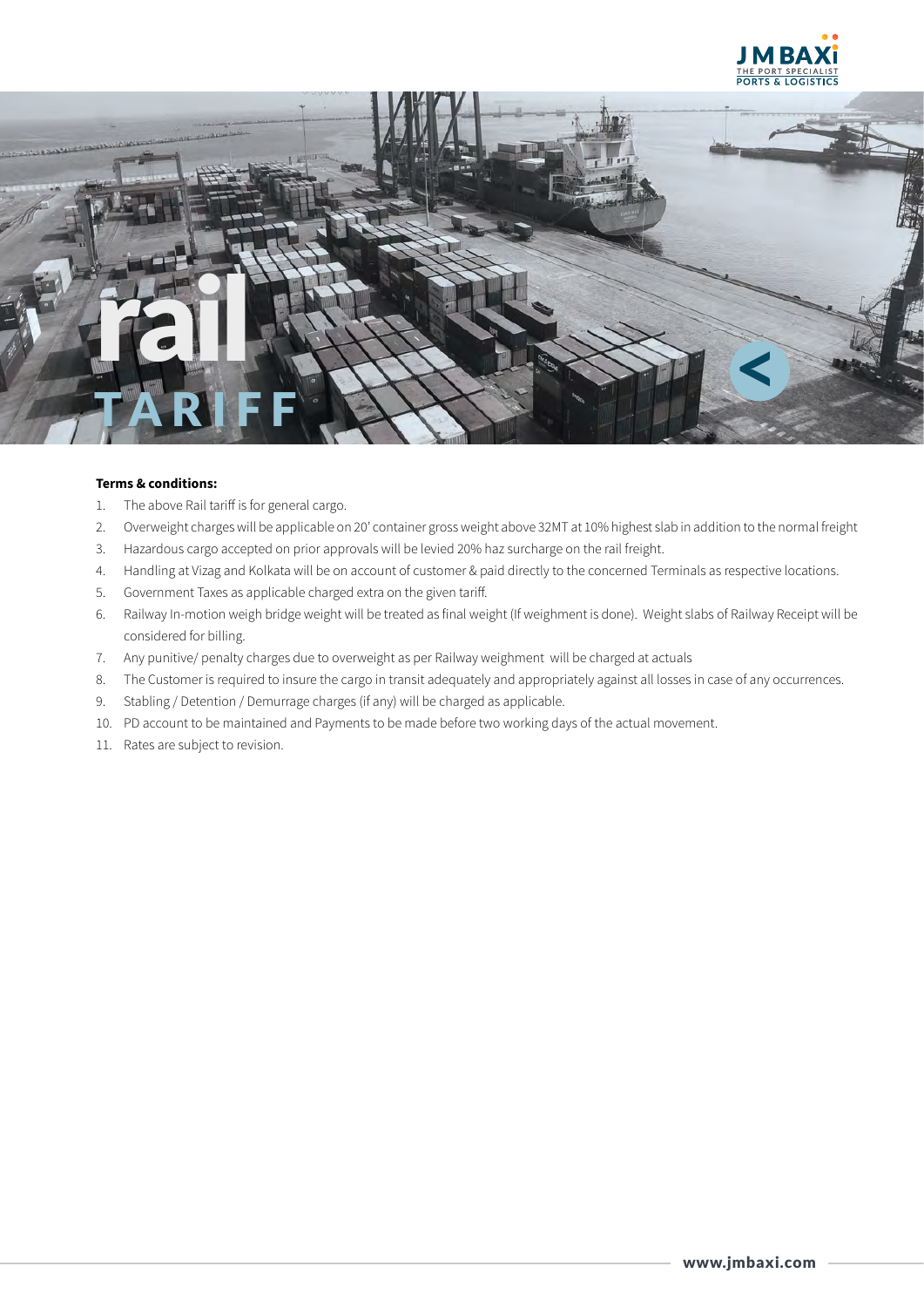# rail TARIFF

**Terms & conditions:**

1. The above Rail tariff is for general cargo.
2. Overweight charges will be applicable on 20' container gross weight above 32MT at 10% highest slab in addition to the normal freight
3. Hazardous cargo accepted on prior approvals will be levied 20% haz surcharge on the rail freight.
4. Handling at Vizag and Kolkata will be on account of customer & paid directly to the concerned Terminals as respective locations.
5. Government Taxes as applicable charged extra on the given tariff.
6. Railway In-motion weigh bridge weight will be treated as final weight (If weighment is done). Weight slabs of Railway Receipt will be considered for billing.
7. Any punitive/ penalty charges due to overweight as per Railway weighment will be charged at actuals
8. The Customer is required to insure the cargo in transit adequately and appropriately against all losses in case of any occurrences.
9. Stabling / Detention / Demurrage charges (if any) will be charged as applicable.
10. PD account to be maintained and Payments to be made before two working days of the actual movement.
11. Rates are subject to revision.